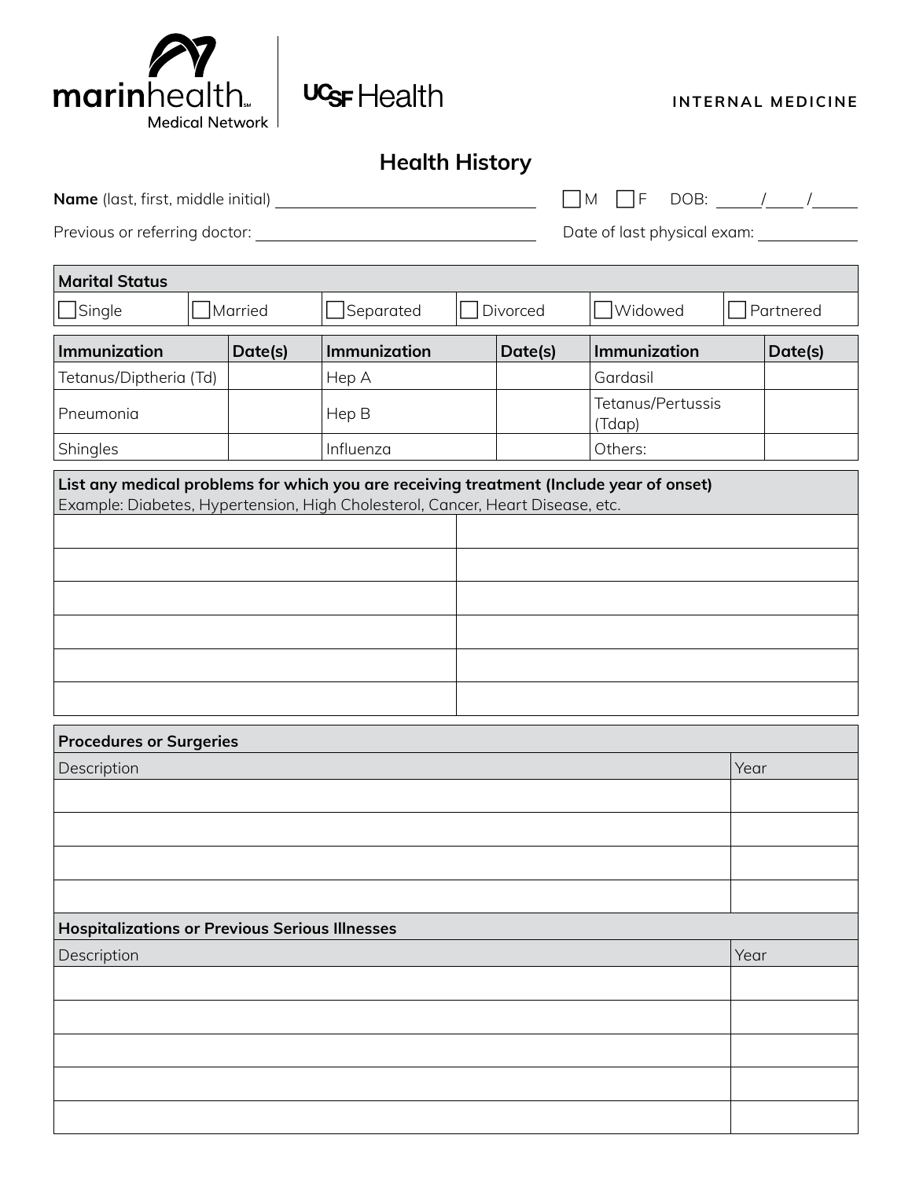marinhealth Medical Network | UCSF Health

INTERNAL MEDICINE

# Health History

**Name** (last, first, middle initial) ______________________ ☐ M ☐ F DOB: _____/_____/_____

Previous or referring doctor: ______________________ Date of last physical exam: ____________

| Marital Status | | | | | |
|---|---|---|---|---|---|
| ☐ Single | ☐ Married | ☐ Separated | ☐ Divorced | ☐ Widowed | ☐ Partnered |

| Immunization | Date(s) | Immunization | Date(s) | Immunization | Date(s) |
|---|---|---|---|---|---|
| Tetanus/Diptheria (Td) | | Hep A | | Gardasil | |
| Pneumonia | | Hep B | | Tetanus/Pertussis (Tdap) | |
| Shingles | | Influenza | | Others: | |

| **List any medical problems for which you are receiving treatment (Include year of onset)**<br>Example: Diabetes, Hypertension, High Cholesterol, Cancer, Heart Disease, etc. | |
|---|---|
| | |
| | |
| | |
| | |
| | |
| | |

| **Procedures or Surgeries** | |
|---|---|
| Description | Year |
| | |
| | |
| | |
| | |

| **Hospitalizations or Previous Serious Illnesses** | |
|---|---|
| Description | Year |
| | |
| | |
| | |
| | |
| | |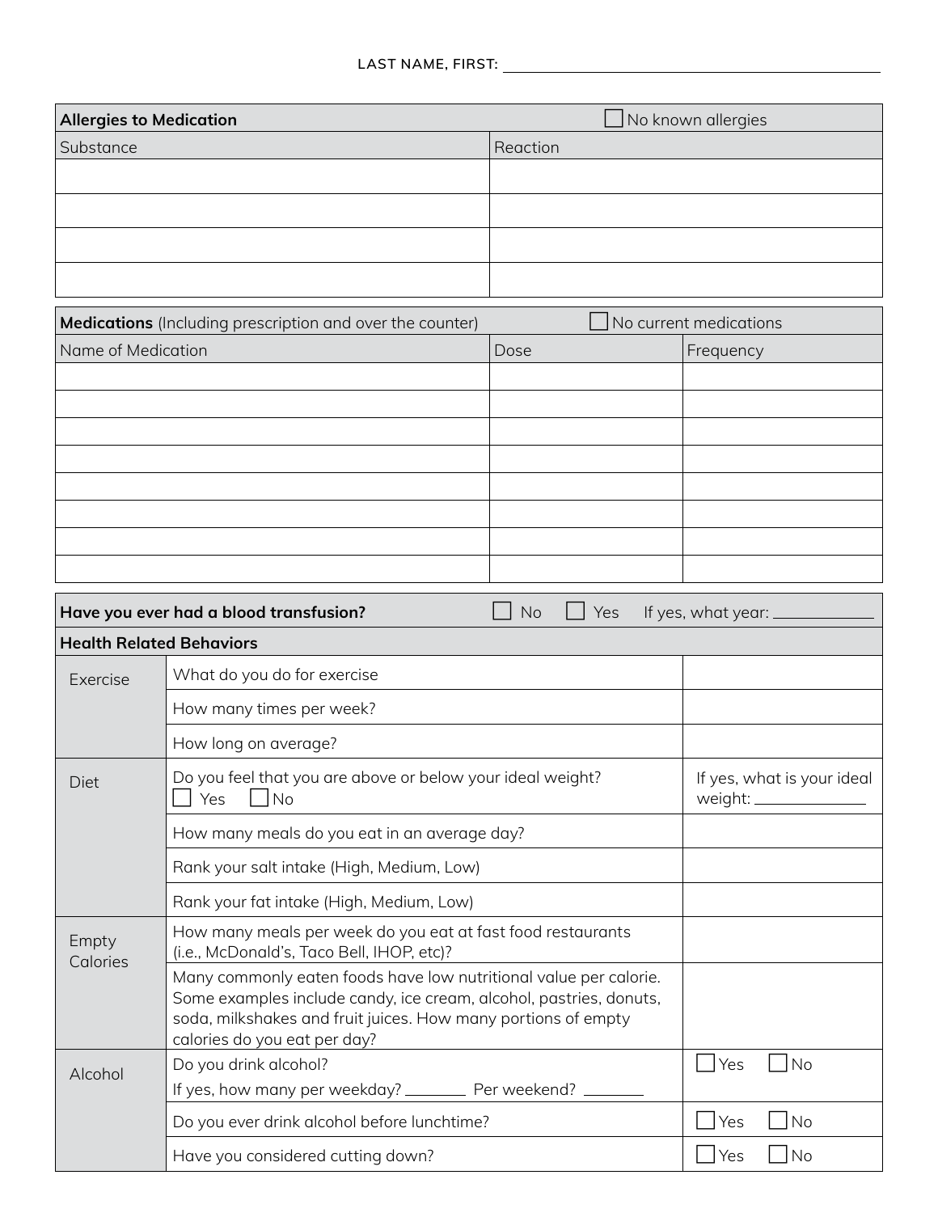LAST NAME, FIRST: ______________________________

| Allergies to Medication | ☐ No known allergies |
|---|---|
| Substance | Reaction |
| | |
| | |
| | |
| | |

| Medications (Including prescription and over the counter) | ☐ No current medications | |
|---|---|---|
| Name of Medication | Dose | Frequency |
| | | |
| | | |
| | | |
| | | |
| | | |
| | | |
| | | |
| | | |

**Have you ever had a blood transfusion?** ☐ No ☐ Yes If yes, what year: __________

| Health Related Behaviors | | |
|---|---|---|
| Exercise | What do you do for exercise | |
| | How many times per week? | |
| | How long on average? | |
| Diet | Do you feel that you are above or below your ideal weight? ☐ Yes ☐ No | If yes, what is your ideal weight: __________ |
| | How many meals do you eat in an average day? | |
| | Rank your salt intake (High, Medium, Low) | |
| | Rank your fat intake (High, Medium, Low) | |
| Empty Calories | How many meals per week do you eat at fast food restaurants (i.e., McDonald's, Taco Bell, IHOP, etc)? | |
| | Many commonly eaten foods have low nutritional value per calorie. Some examples include candy, ice cream, alcohol, pastries, donuts, soda, milkshakes and fruit juices. How many portions of empty calories do you eat per day? | |
| Alcohol | Do you drink alcohol? If yes, how many per weekday? _______ Per weekend? _______ | ☐ Yes ☐ No |
| | Do you ever drink alcohol before lunchtime? | ☐ Yes ☐ No |
| | Have you considered cutting down? | ☐ Yes ☐ No |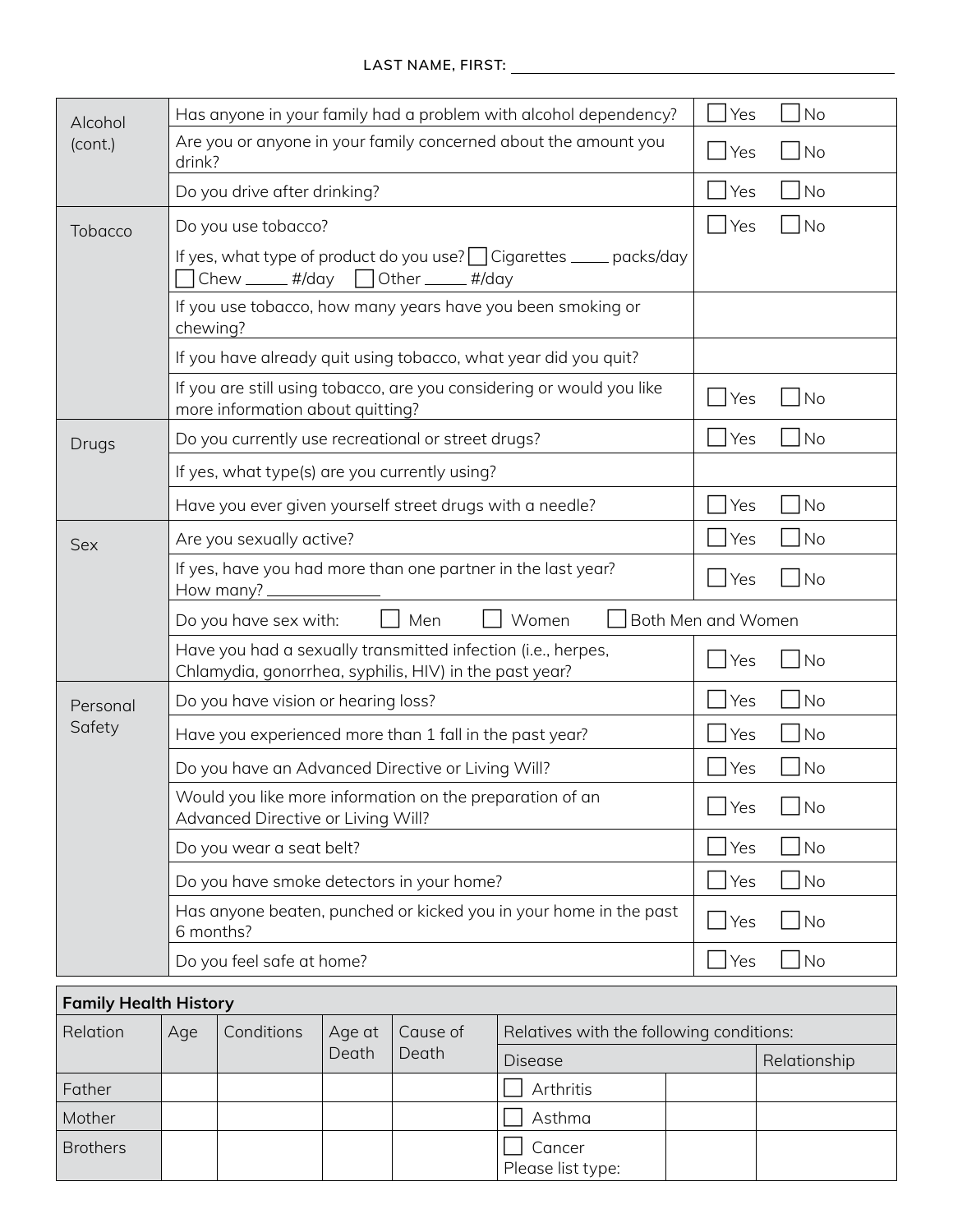LAST NAME, FIRST: ______________________________

| | | |
|---|---|---|
| Alcohol (cont.) | Has anyone in your family had a problem with alcohol dependency? | ☐ Yes ☐ No |
| | Are you or anyone in your family concerned about the amount you drink? | ☐ Yes ☐ No |
| | Do you drive after drinking? | ☐ Yes ☐ No |
| Tobacco | Do you use tobacco?<br>If yes, what type of product do you use? ☐ Cigarettes _____ packs/day ☐ Chew _____ #/day ☐ Other _____ #/day | ☐ Yes ☐ No |
| | If you use tobacco, how many years have you been smoking or chewing? | |
| | If you have already quit using tobacco, what year did you quit? | |
| | If you are still using tobacco, are you considering or would you like more information about quitting? | ☐ Yes ☐ No |
| Drugs | Do you currently use recreational or street drugs? | ☐ Yes ☐ No |
| | If yes, what type(s) are you currently using? | |
| | Have you ever given yourself street drugs with a needle? | ☐ Yes ☐ No |
| Sex | Are you sexually active? | ☐ Yes ☐ No |
| | If yes, have you had more than one partner in the last year? How many? _____________ | ☐ Yes ☐ No |
| | Do you have sex with: ☐ Men ☐ Women ☐ Both Men and Women | |
| | Have you had a sexually transmitted infection (i.e., herpes, Chlamydia, gonorrhea, syphilis, HIV) in the past year? | ☐ Yes ☐ No |
| Personal Safety | Do you have vision or hearing loss? | ☐ Yes ☐ No |
| | Have you experienced more than 1 fall in the past year? | ☐ Yes ☐ No |
| | Do you have an Advanced Directive or Living Will? | ☐ Yes ☐ No |
| | Would you like more information on the preparation of an Advanced Directive or Living Will? | ☐ Yes ☐ No |
| | Do you wear a seat belt? | ☐ Yes ☐ No |
| | Do you have smoke detectors in your home? | ☐ Yes ☐ No |
| | Has anyone beaten, punched or kicked you in your home in the past 6 months? | ☐ Yes ☐ No |
| | Do you feel safe at home? | ☐ Yes ☐ No |

**Family Health History**

| Relation | Age | Conditions | Age at Death | Cause of Death | Relatives with the following conditions: | | |
|---|---|---|---|---|---|---|---|
| | | | | | Disease | | Relationship |
| Father | | | | | ☐ Arthritis | | |
| Mother | | | | | ☐ Asthma | | |
| Brothers | | | | | ☐ Cancer<br>Please list type: | | |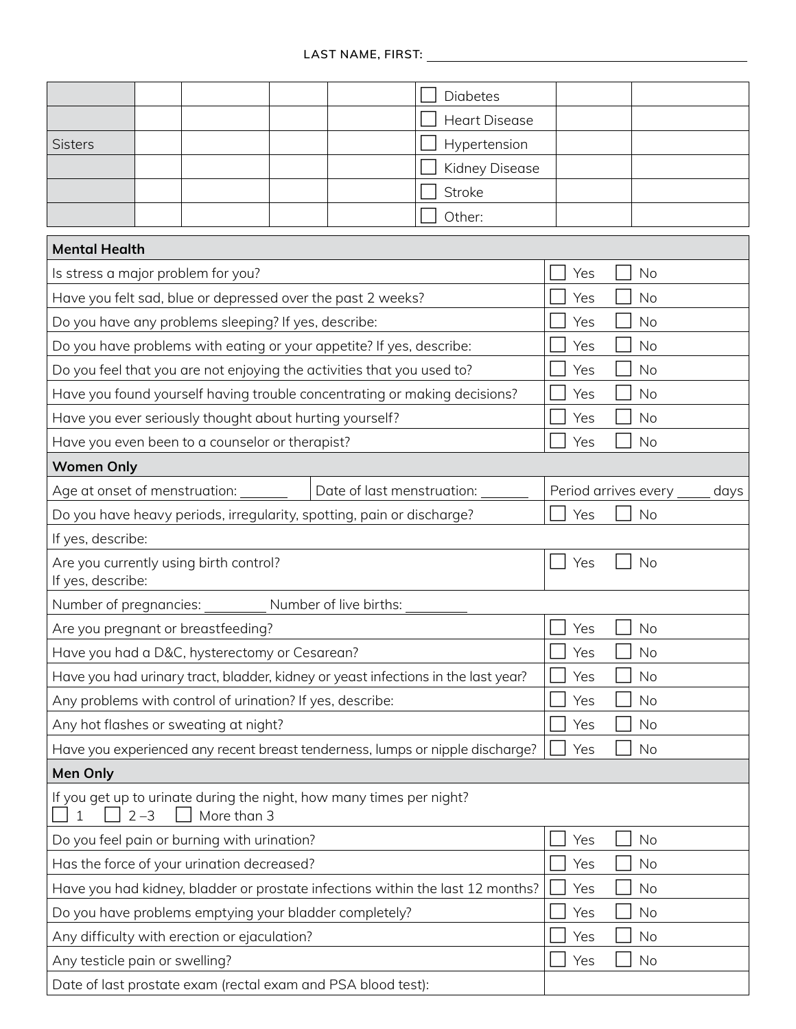LAST NAME, FIRST: ___________________________________

| | | | | | | | |
|---|---|---|---|---|---|---|---|
| | | | | | ☐ Diabetes | | |
| | | | | | ☐ Heart Disease | | |
| Sisters | | | | | ☐ Hypertension | | |
| | | | | | ☐ Kidney Disease | | |
| | | | | | ☐ Stroke | | |
| | | | | | ☐ Other: | | |

| Mental Health | |
|---|---|
| Is stress a major problem for you? | ☐ Yes ☐ No |
| Have you felt sad, blue or depressed over the past 2 weeks? | ☐ Yes ☐ No |
| Do you have any problems sleeping? If yes, describe: | ☐ Yes ☐ No |
| Do you have problems with eating or your appetite? If yes, describe: | ☐ Yes ☐ No |
| Do you feel that you are not enjoying the activities that you used to? | ☐ Yes ☐ No |
| Have you found yourself having trouble concentrating or making decisions? | ☐ Yes ☐ No |
| Have you ever seriously thought about hurting yourself? | ☐ Yes ☐ No |
| Have you even been to a counselor or therapist? | ☐ Yes ☐ No |

| Women Only | | |
|---|---|---|
| Age at onset of menstruation: _______ | Date of last menstruation: _______ | Period arrives every _____ days |
| Do you have heavy periods, irregularity, spotting, pain or discharge? | | ☐ Yes ☐ No |
| If yes, describe: | | |
| Are you currently using birth control?<br>If yes, describe: | | ☐ Yes ☐ No |
| Number of pregnancies: _________ Number of live births: _________ | | |
| Are you pregnant or breastfeeding? | | ☐ Yes ☐ No |
| Have you had a D&C, hysterectomy or Cesarean? | | ☐ Yes ☐ No |
| Have you had urinary tract, bladder, kidney or yeast infections in the last year? | | ☐ Yes ☐ No |
| Any problems with control of urination? If yes, describe: | | ☐ Yes ☐ No |
| Any hot flashes or sweating at night? | | ☐ Yes ☐ No |
| Have you experienced any recent breast tenderness, lumps or nipple discharge? | | ☐ Yes ☐ No |

| Men Only | |
|---|---|
| If you get up to urinate during the night, how many times per night?<br>☐ 1 ☐ 2 –3 ☐ More than 3 | |
| Do you feel pain or burning with urination? | ☐ Yes ☐ No |
| Has the force of your urination decreased? | ☐ Yes ☐ No |
| Have you had kidney, bladder or prostate infections within the last 12 months? | ☐ Yes ☐ No |
| Do you have problems emptying your bladder completely? | ☐ Yes ☐ No |
| Any difficulty with erection or ejaculation? | ☐ Yes ☐ No |
| Any testicle pain or swelling? | ☐ Yes ☐ No |
| Date of last prostate exam (rectal exam and PSA blood test): | |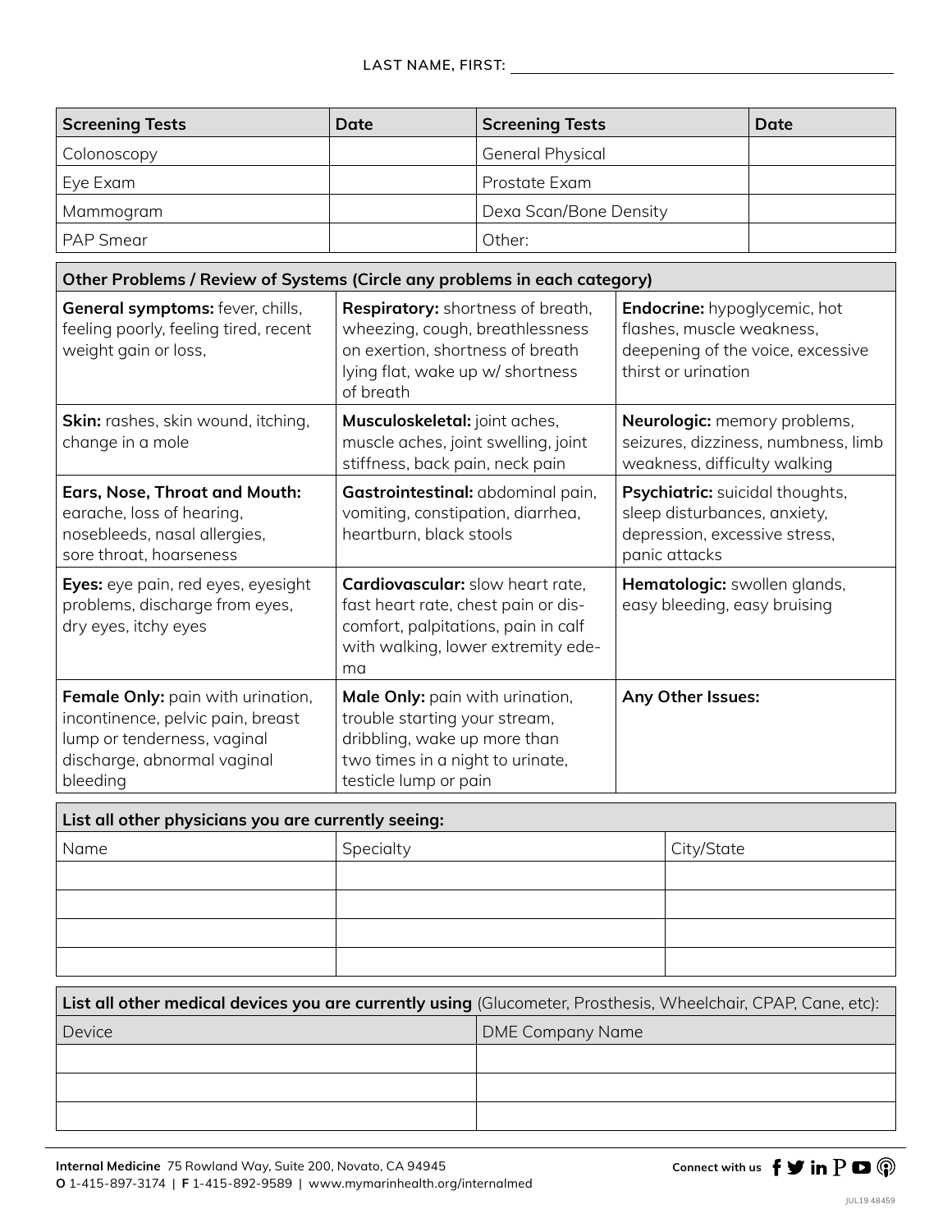LAST NAME, FIRST: ____________________

| Screening Tests | Date | Screening Tests | Date |
|---|---|---|---|
| Colonoscopy | | General Physical | |
| Eye Exam | | Prostate Exam | |
| Mammogram | | Dexa Scan/Bone Density | |
| PAP Smear | | Other: | |

| Other Problems / Review of Systems (Circle any problems in each category) | | |
|---|---|---|
| **General symptoms:** fever, chills, feeling poorly, feeling tired, recent weight gain or loss, | **Respiratory:** shortness of breath, wheezing, cough, breathlessness on exertion, shortness of breath lying flat, wake up w/ shortness of breath | **Endocrine:** hypoglycemic, hot flashes, muscle weakness, deepening of the voice, excessive thirst or urination |
| **Skin:** rashes, skin wound, itching, change in a mole | **Musculoskeletal:** joint aches, muscle aches, joint swelling, joint stiffness, back pain, neck pain | **Neurologic:** memory problems, seizures, dizziness, numbness, limb weakness, difficulty walking |
| **Ears, Nose, Throat and Mouth:** earache, loss of hearing, nosebleeds, nasal allergies, sore throat, hoarseness | **Gastrointestinal:** abdominal pain, vomiting, constipation, diarrhea, heartburn, black stools | **Psychiatric:** suicidal thoughts, sleep disturbances, anxiety, depression, excessive stress, panic attacks |
| **Eyes:** eye pain, red eyes, eyesight problems, discharge from eyes, dry eyes, itchy eyes | **Cardiovascular:** slow heart rate, fast heart rate, chest pain or discomfort, palpitations, pain in calf with walking, lower extremity edema | **Hematologic:** swollen glands, easy bleeding, easy bruising |
| **Female Only:** pain with urination, incontinence, pelvic pain, breast lump or tenderness, vaginal discharge, abnormal vaginal bleeding | **Male Only:** pain with urination, trouble starting your stream, dribbling, wake up more than two times in a night to urinate, testicle lump or pain | **Any Other Issues:** |

| List all other physicians you are currently seeing: | | |
|---|---|---|
| Name | Specialty | City/State |
| | | |
| | | |
| | | |
| | | |

| List all other medical devices you are currently using (Glucometer, Prosthesis, Wheelchair, CPAP, Cane, etc): | |
|---|---|
| Device | DME Company Name |
| | |
| | |
| | |

**Internal Medicine** 75 Rowland Way, Suite 200, Novato, CA 94945
**O** 1-415-897-3174 | **F** 1-415-892-9589 | www.mymarinhealth.org/internalmed

**Connect with us**

JUL19 48459